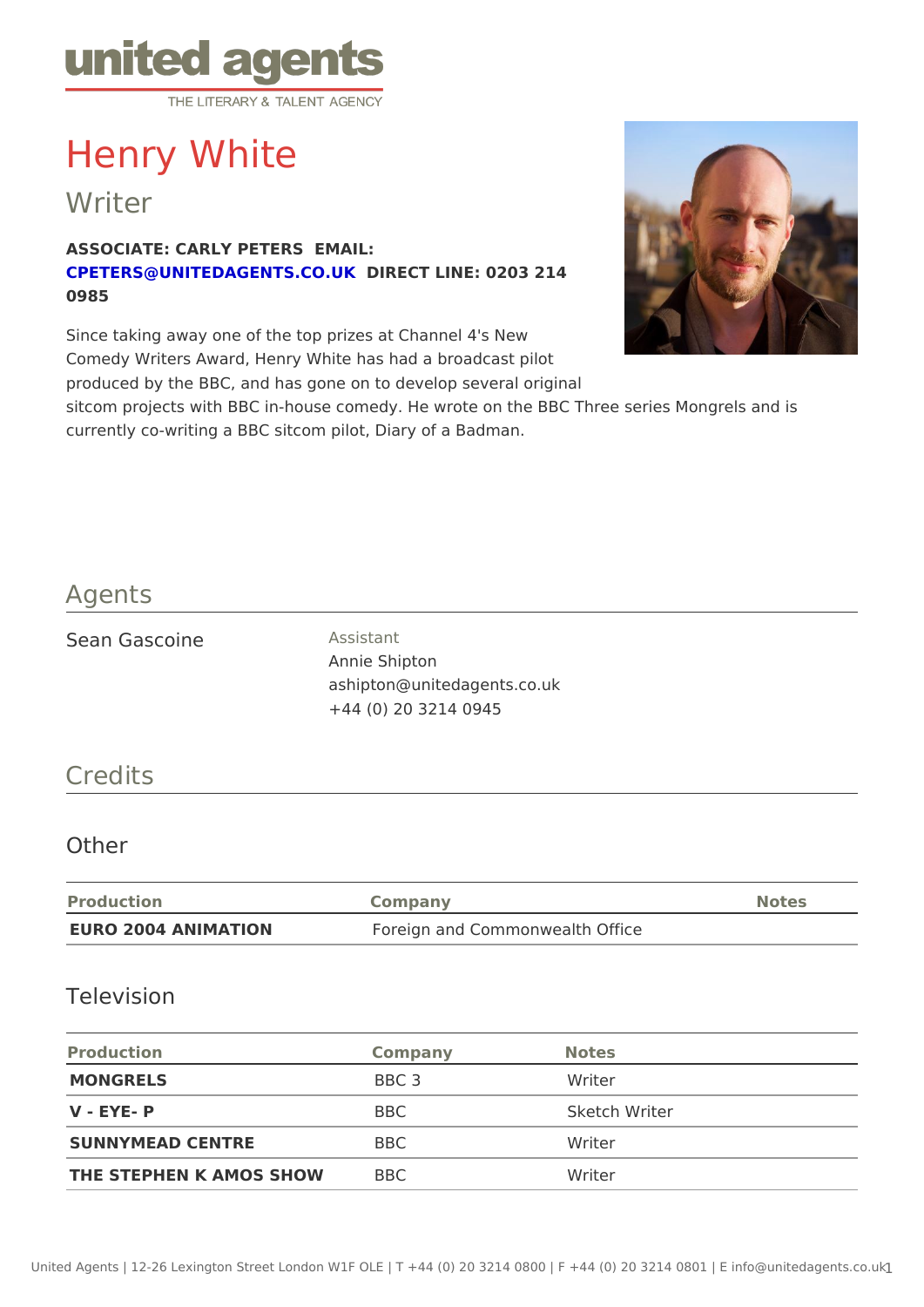# Henry White

## Writer

**ASSOCIATE: CARLY PETERS EMAIL: CPETERS@UNITEDAGENTS.CO.UK DIRECT LINE: 0203 214 0985**

Since taking away one of the top prizes at Channel 4's New Comedy Writers Award, Henry White has had a broadcast pilot produced by the BBC, and has gone on to develop several original sitcom projects with BBC in-house comedy. He wrote on the BBC Three series Mongrels and is currently co-writing a BBC sitcom pilot, Diary of a Badman.

## Agents

Sean Gascoine

Assistant
Annie Shipton
ashipton@unitedagents.co.uk
+44 (0) 20 3214 0945

## Credits

### Other

| Production | Company | Notes |
|---|---|---|
| **EURO 2004 ANIMATION** | Foreign and Commonwealth Office | |

### Television

| Production | Company | Notes |
|---|---|---|
| **MONGRELS** | BBC 3 | Writer |
| **V - EYE- P** | BBC | Sketch Writer |
| **SUNNYMEAD CENTRE** | BBC | Writer |
| **THE STEPHEN K AMOS SHOW** | BBC | Writer |

United Agents | 12-26 Lexington Street London W1F OLE | T +44 (0) 20 3214 0800 | F +44 (0) 20 3214 0801 | E info@unitedagents.co.uk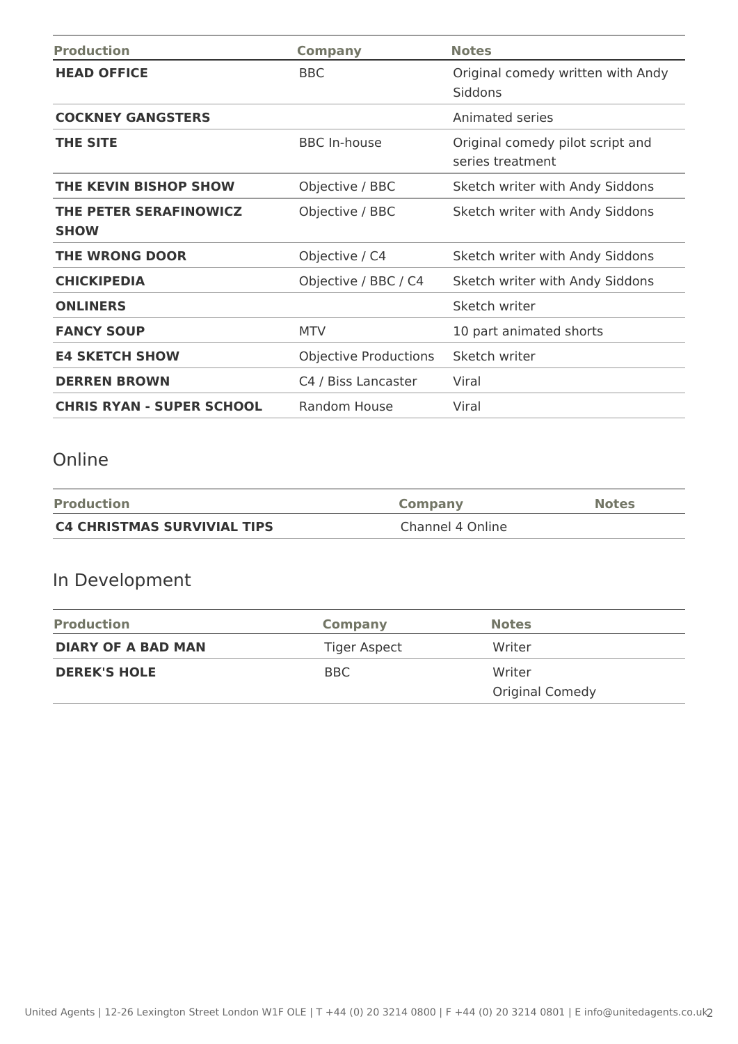| Production | Company | Notes |
|---|---|---|
| **HEAD OFFICE** | BBC | Original comedy written with Andy Siddons |
| **COCKNEY GANGSTERS** | | Animated series |
| **THE SITE** | BBC In-house | Original comedy pilot script and series treatment |
| **THE KEVIN BISHOP SHOW** | Objective / BBC | Sketch writer with Andy Siddons |
| **THE PETER SERAFINOWICZ SHOW** | Objective / BBC | Sketch writer with Andy Siddons |
| **THE WRONG DOOR** | Objective / C4 | Sketch writer with Andy Siddons |
| **CHICKIPEDIA** | Objective / BBC / C4 | Sketch writer with Andy Siddons |
| **ONLINERS** | | Sketch writer |
| **FANCY SOUP** | MTV | 10 part animated shorts |
| **E4 SKETCH SHOW** | Objective Productions | Sketch writer |
| **DERREN BROWN** | C4 / Biss Lancaster | Viral |
| **CHRIS RYAN - SUPER SCHOOL** | Random House | Viral |

## Online

| Production | Company | Notes |
|---|---|---|
| **C4 CHRISTMAS SURVIVIAL TIPS** | Channel 4 Online | |

## In Development

| Production | Company | Notes |
|---|---|---|
| **DIARY OF A BAD MAN** | Tiger Aspect | Writer |
| **DEREK'S HOLE** | BBC | Writer<br>Original Comedy |